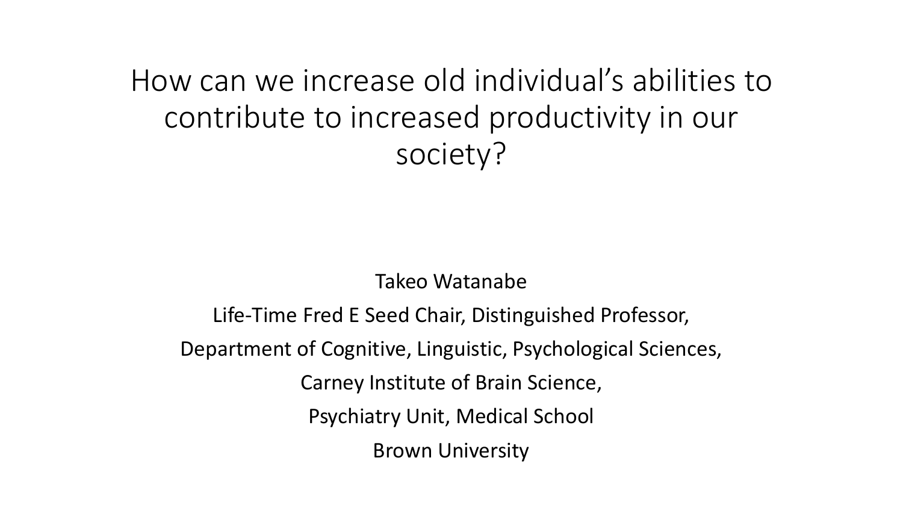# How can we increase old individual's abilities to contribute to increased productivity in our society?

Takeo Watanabe

Life-Time Fred E Seed Chair, Distinguished Professor,

Department of Cognitive, Linguistic, Psychological Sciences,

Carney Institute of Brain Science,

Psychiatry Unit, Medical School

Brown University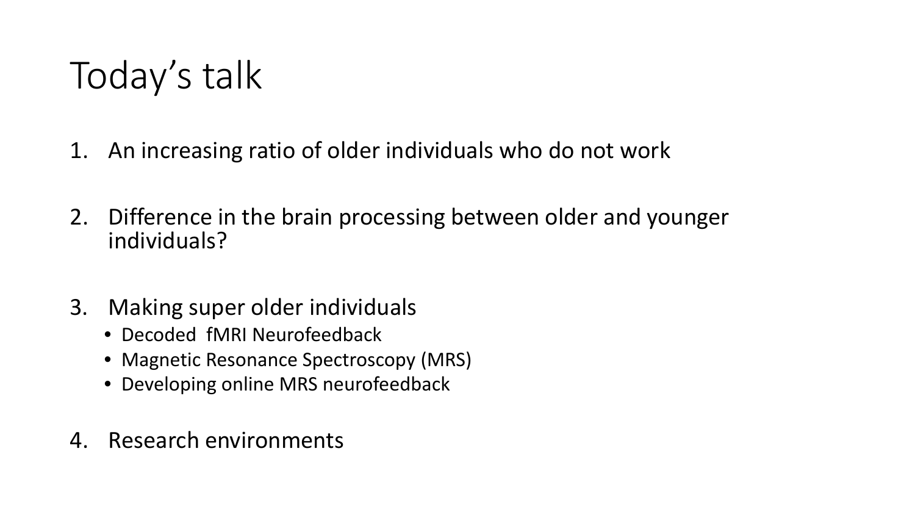# Today's talk

1. An increasing ratio of older individuals who do not work

2. Difference in the brain processing between older and younger individuals?

3. Making super older individuals
   - Decoded  fMRI Neurofeedback
   - Magnetic Resonance Spectroscopy (MRS)
   - Developing online MRS neurofeedback

4. Research environments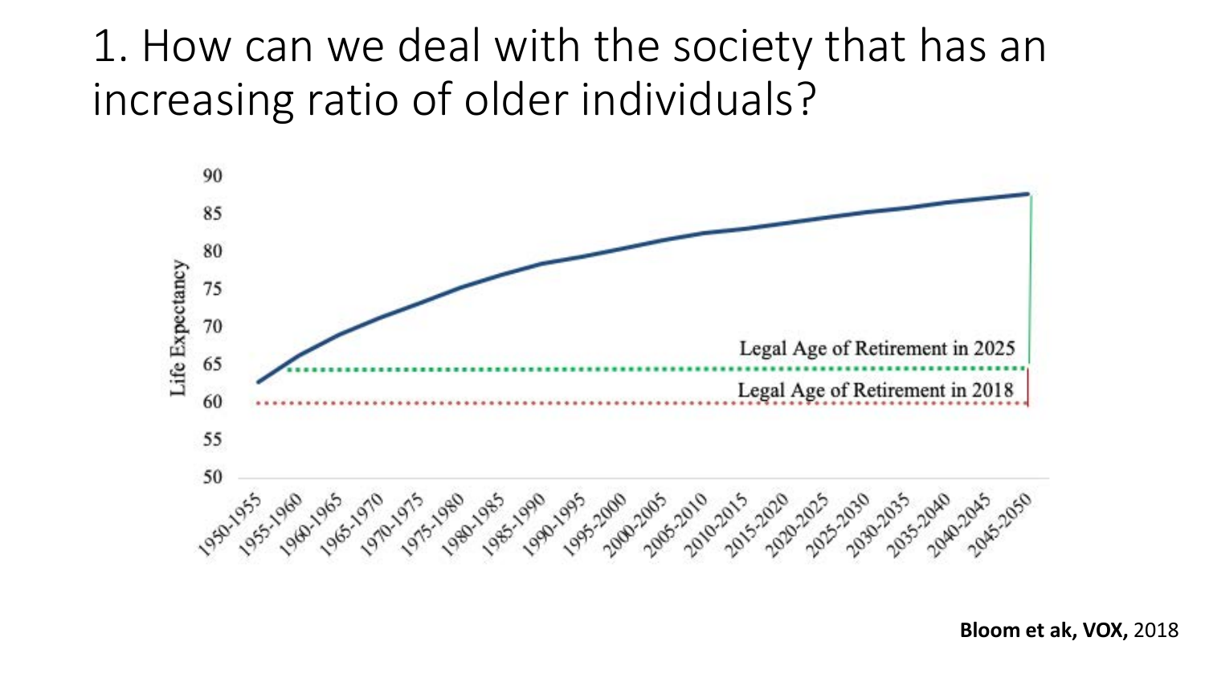# 1. How can we deal with the society that has an increasing ratio of older individuals?

Life Expectancy

90
85
80
75
70
65
60
55
50

Legal Age of Retirement in 2025

Legal Age of Retirement in 2018

1950-1955, 1955-1960, 1960-1965, 1965-1970, 1970-1975, 1975-1980, 1980-1985, 1985-1990, 1990-1995, 1995-2000, 2000-2005, 2005-2010, 2010-2015, 2015-2020, 2020-2025, 2025-2030, 2030-2035, 2035-2040, 2040-2045, 2045-2050

**Bloom et ak, VOX,** 2018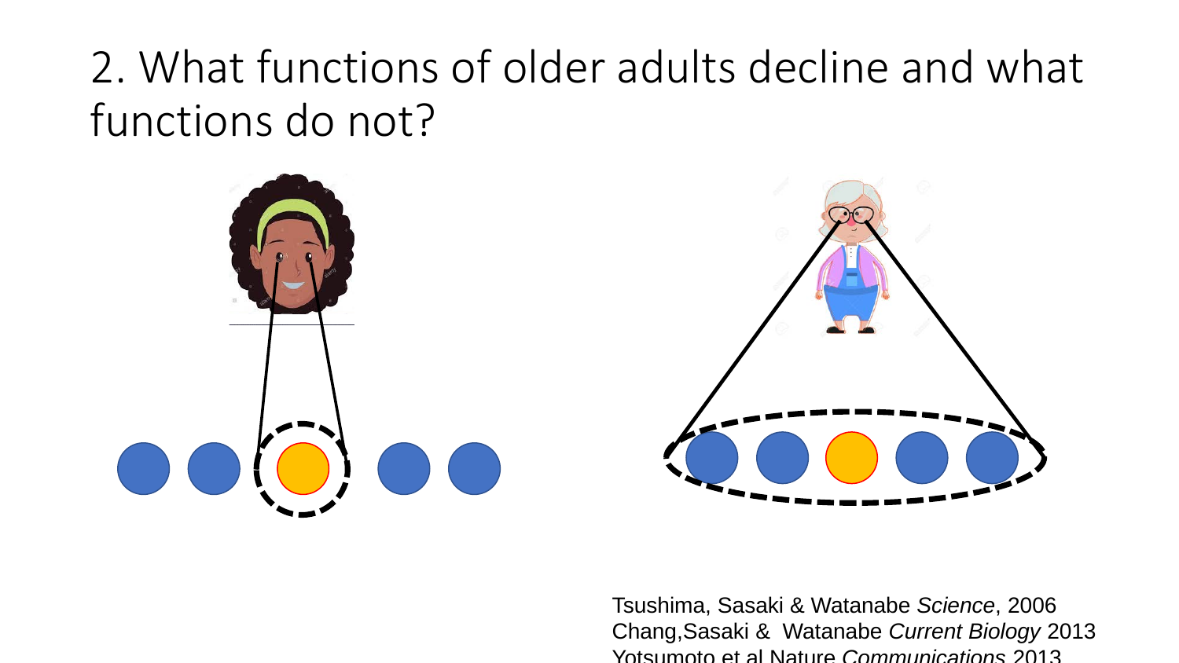# 2. What functions of older adults decline and what functions do not?

Tsushima, Sasaki & Watanabe *Science*, 2006
Chang, Sasaki & Watanabe *Current Biology* 2013
Yotsumoto et al Nature *Communications* 2013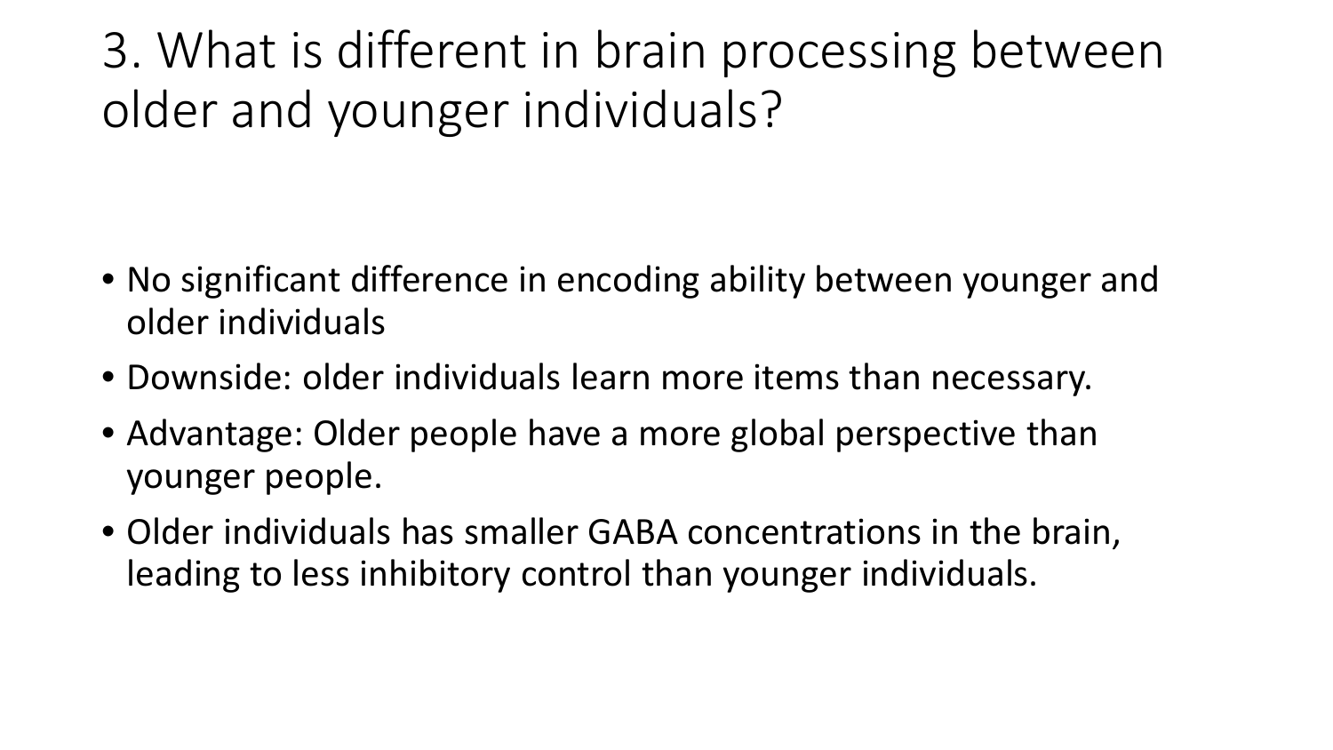# 3. What is different in brain processing between older and younger individuals?

- No significant difference in encoding ability between younger and older individuals
- Downside: older individuals learn more items than necessary.
- Advantage: Older people have a more global perspective than younger people.
- Older individuals has smaller GABA concentrations in the brain, leading to less inhibitory control than younger individuals.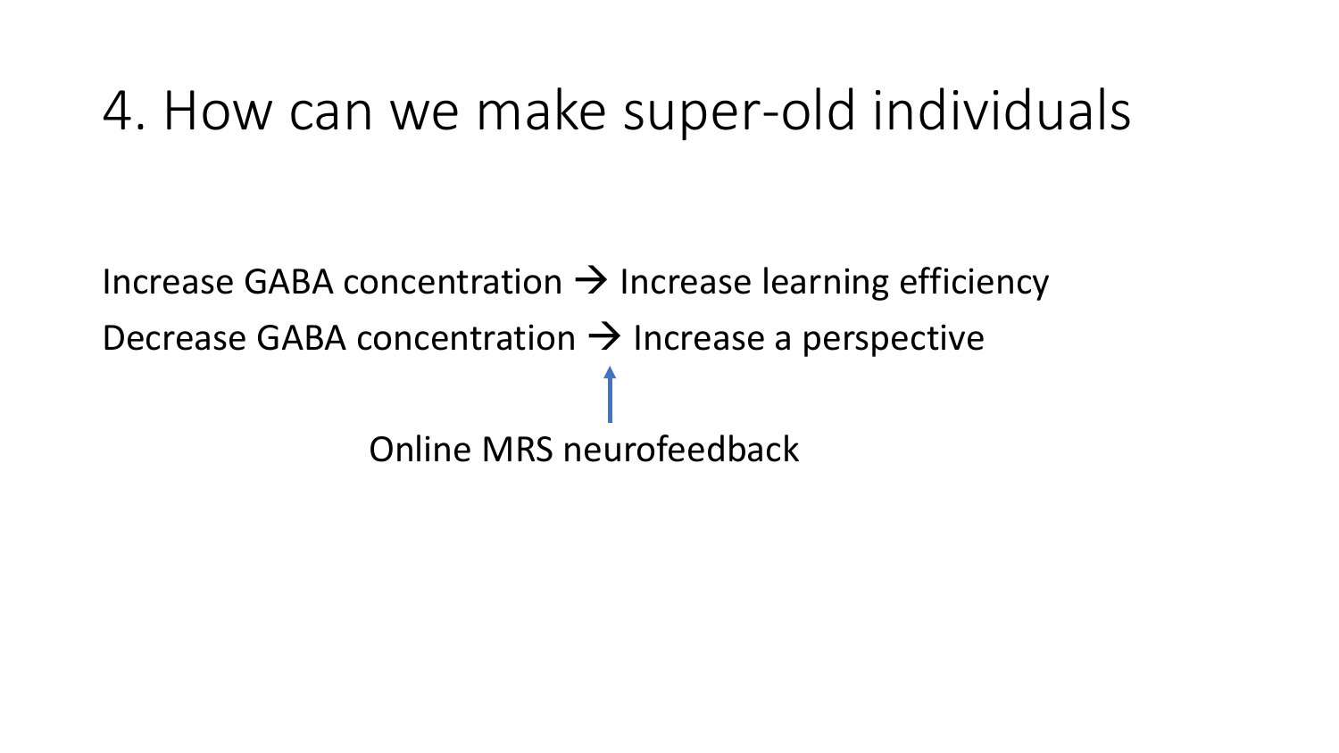# 4. How can we make super-old individuals

Increase GABA concentration → Increase learning efficiency

Decrease GABA concentration → Increase a perspective

↑

Online MRS neurofeedback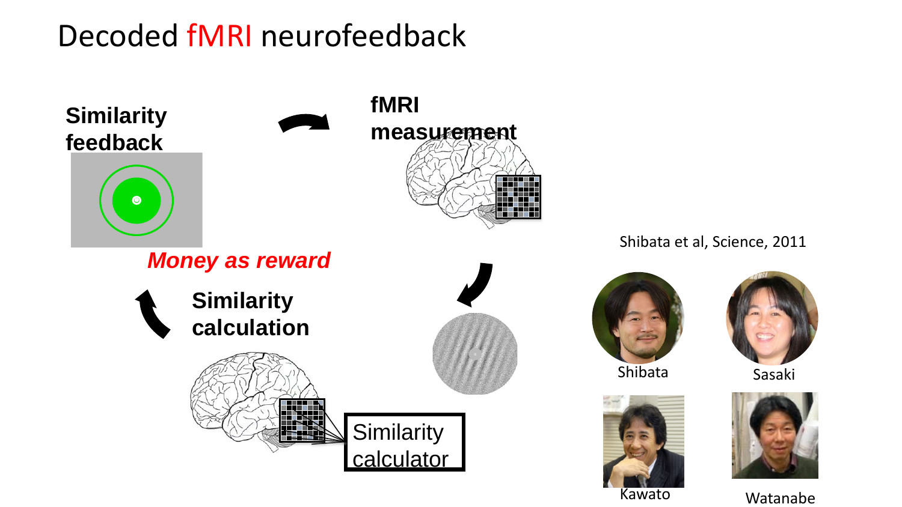# Decoded fMRI neurofeedback

**Similarity feedback**

**fMRI measurement**

***Money as reward***

**Similarity calculation**

Similarity calculator

Shibata et al, Science, 2011

Shibata

Sasaki

Kawato

Watanabe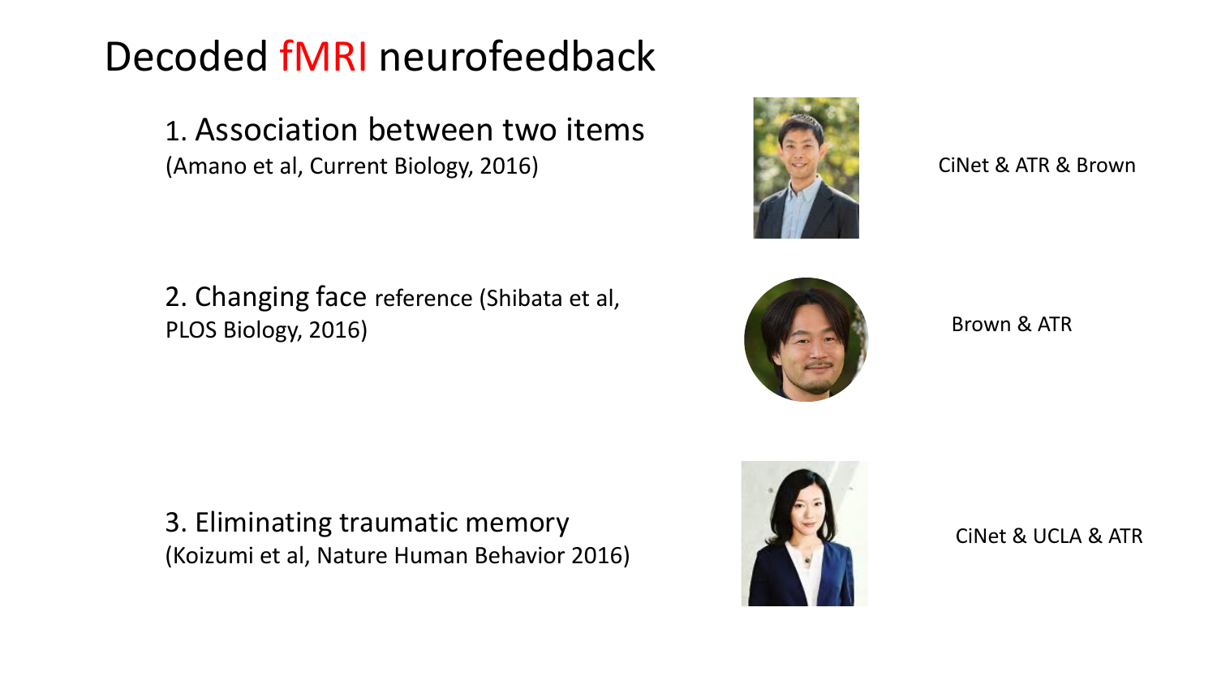# Decoded fMRI neurofeedback

1. Association between two items
(Amano et al, Current Biology, 2016)

CiNet & ATR & Brown

2. Changing face reference (Shibata et al, PLOS Biology, 2016)

Brown & ATR

3. Eliminating traumatic memory
(Koizumi et al, Nature Human Behavior 2016)

CiNet & UCLA & ATR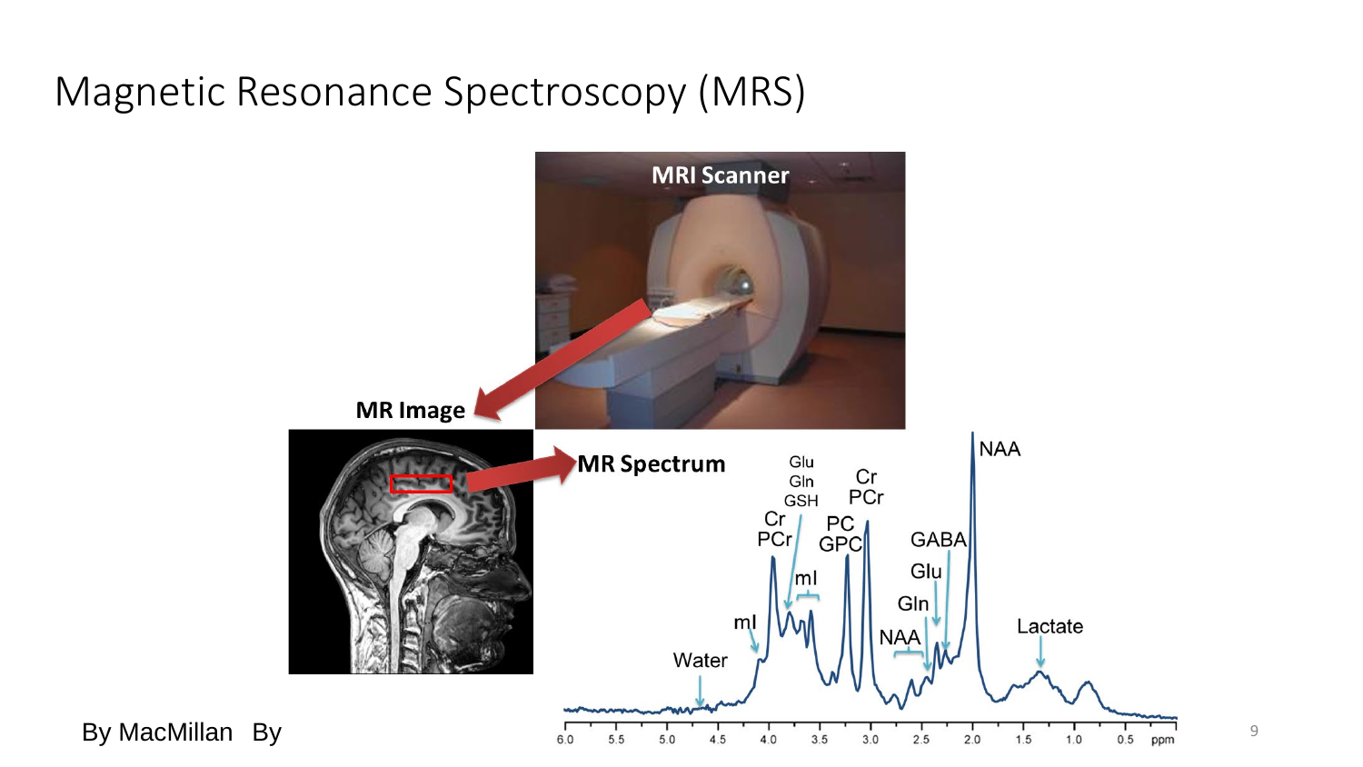# Magnetic Resonance Spectroscopy (MRS)

MRI Scanner

MR Image

MR Spectrum

Glu
Gln
GSH

Cr
PCr

Cr
PCr

PC
GPC

NAA

GABA

Glu

Gln

mI

mI

NAA

Lactate

Water

6.0 5.5 5.0 4.5 4.0 3.5 3.0 2.5 2.0 1.5 1.0 0.5 ppm

By MacMillan By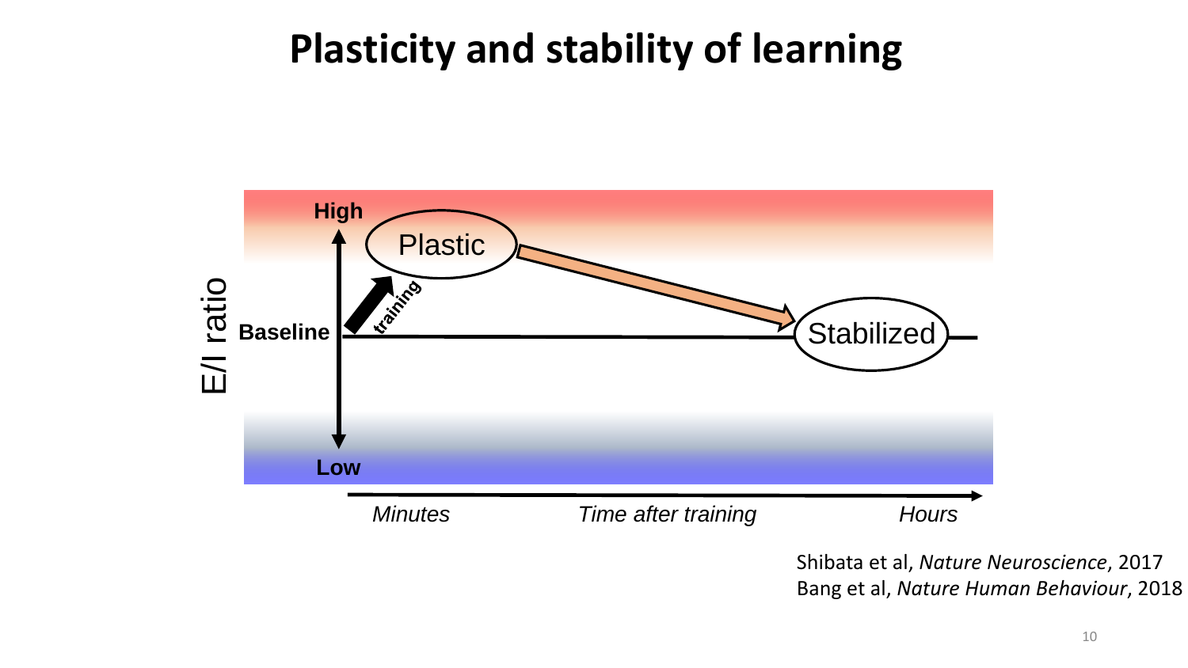# Plasticity and stability of learning

High

Plastic

training

E/I ratio

Baseline

Stabilized

Low

*Minutes* *Time after training* *Hours*

Shibata et al, *Nature Neuroscience*, 2017
Bang et al, *Nature Human Behaviour*, 2018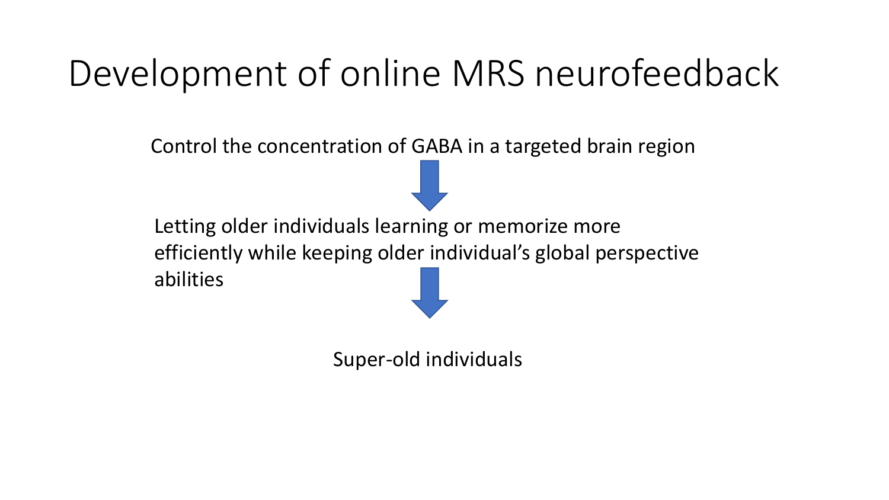# Development of online MRS neurofeedback

Control the concentration of GABA in a targeted brain region

↓

Letting older individuals learning or memorize more efficiently while keeping older individual's global perspective abilities

↓

Super-old individuals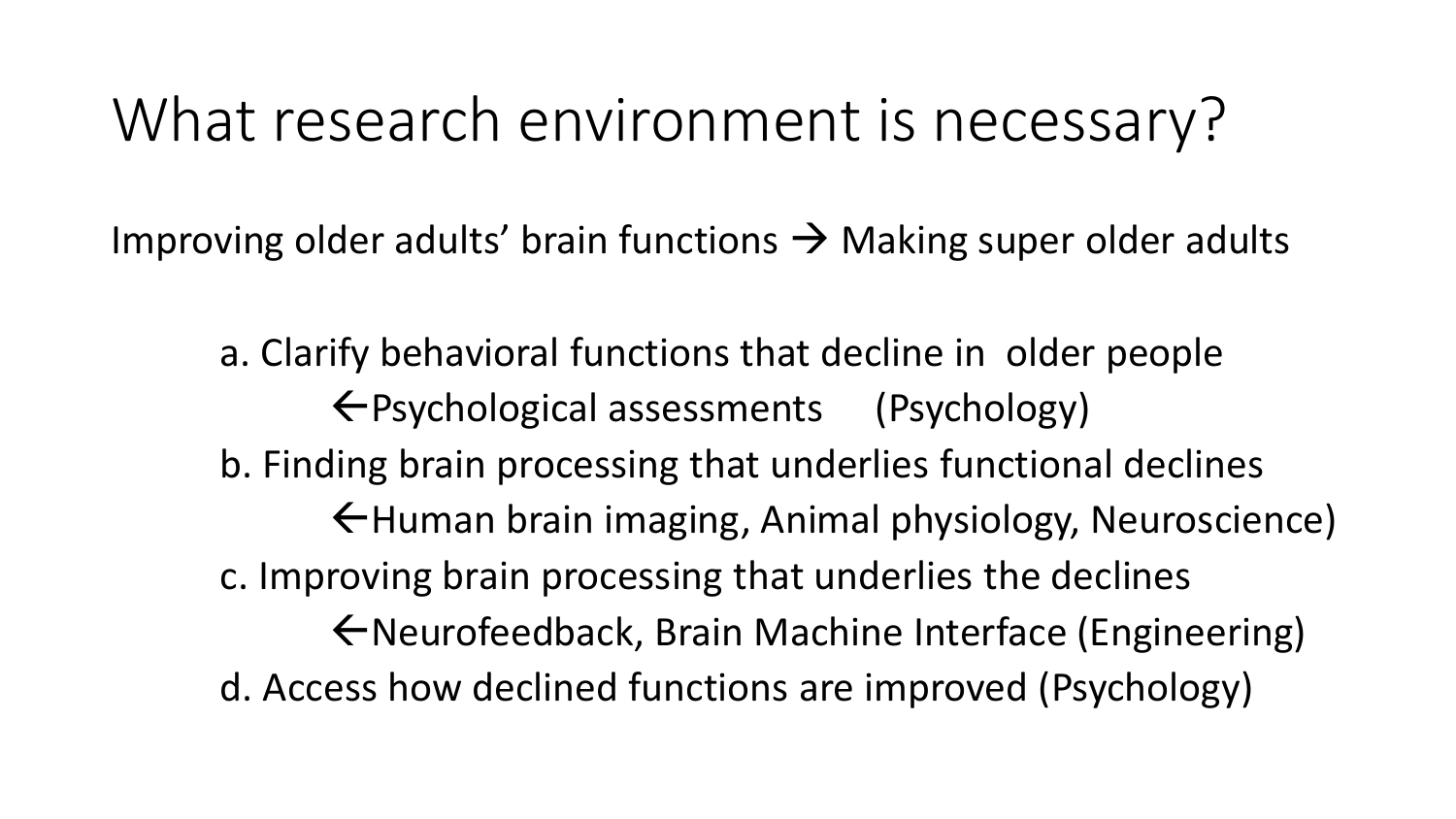# What research environment is necessary?

Improving older adults' brain functions → Making super older adults

a. Clarify behavioral functions that decline in older people
   ←Psychological assessments (Psychology)
b. Finding brain processing that underlies functional declines
   ←Human brain imaging, Animal physiology, Neuroscience)
c. Improving brain processing that underlies the declines
   ←Neurofeedback, Brain Machine Interface (Engineering)
d. Access how declined functions are improved (Psychology)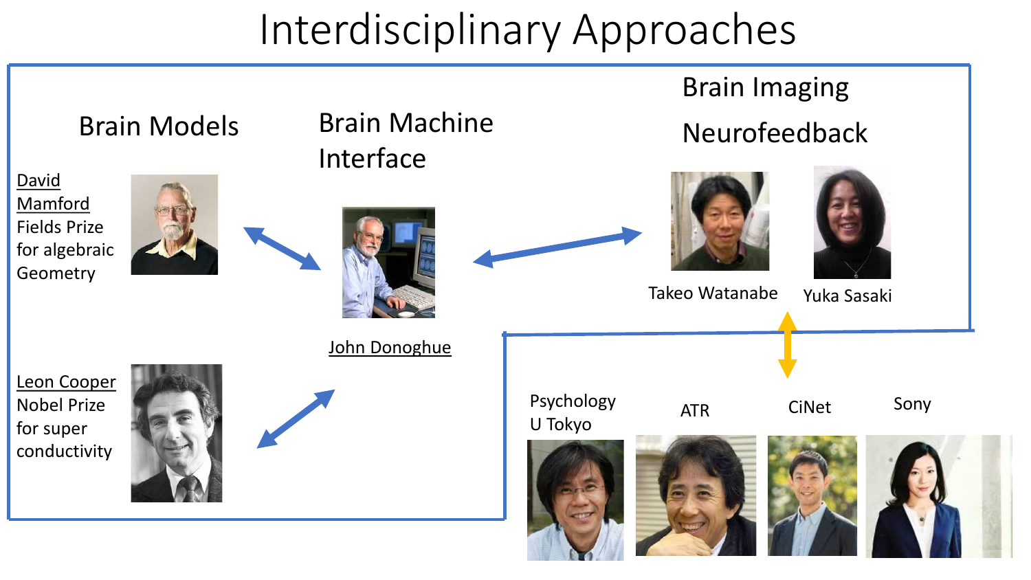# Interdisciplinary Approaches

## Brain Models

David Mamford
Fields Prize for algebraic Geometry

Leon Cooper
Nobel Prize for super conductivity

## Brain Machine Interface

John Donoghue

## Brain Imaging

## Neurofeedback

Takeo Watanabe

Yuka Sasaki

Psychology U Tokyo

ATR

CiNet

Sony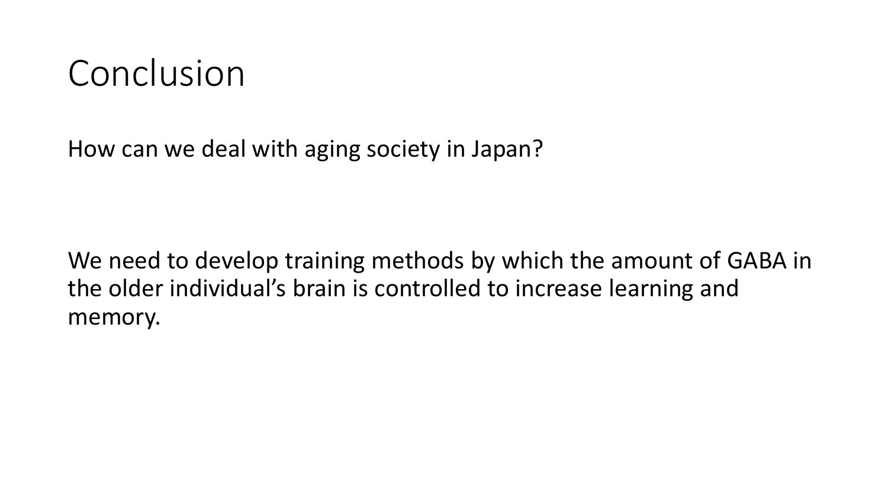# Conclusion

How can we deal with aging society in Japan?

We need to develop training methods by which the amount of GABA in the older individual’s brain is controlled to increase learning and memory.